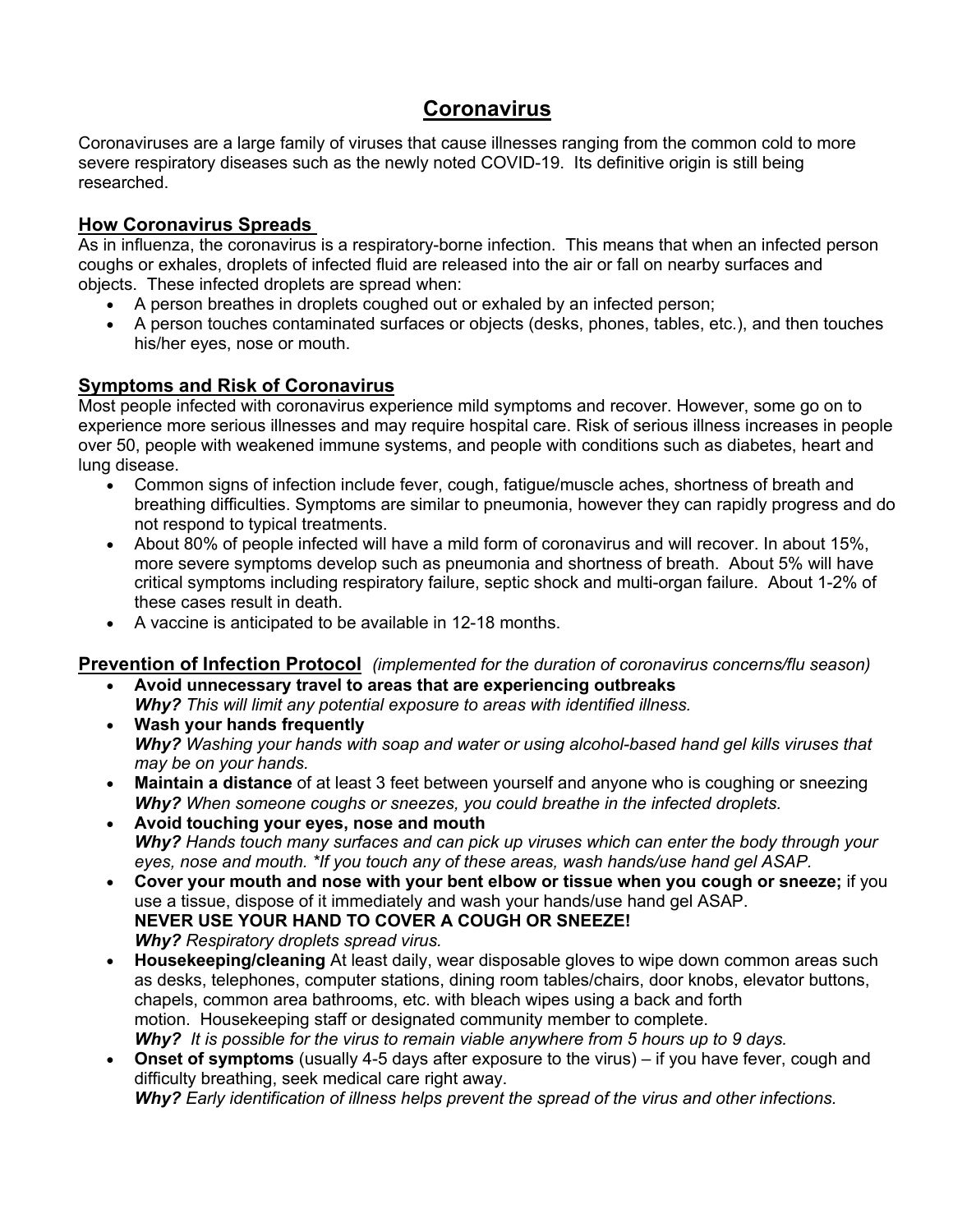# Coronavirus

Coronaviruses are a large family of viruses that cause illnesses ranging from the common cold to more severe respiratory diseases such as the newly noted COVID-19. Its definitive origin is still being researched.

## How Coronavirus Spreads

As in influenza, the coronavirus is a respiratory-borne infection. This means that when an infected person coughs or exhales, droplets of infected fluid are released into the air or fall on nearby surfaces and objects. These infected droplets are spread when:

- A person breathes in droplets coughed out or exhaled by an infected person;
- A person touches contaminated surfaces or objects (desks, phones, tables, etc.), and then touches his/her eyes, nose or mouth.

## Symptoms and Risk of Coronavirus

Most people infected with coronavirus experience mild symptoms and recover. However, some go on to experience more serious illnesses and may require hospital care. Risk of serious illness increases in people over 50, people with weakened immune systems, and people with conditions such as diabetes, heart and lung disease.

- Common signs of infection include fever, cough, fatigue/muscle aches, shortness of breath and breathing difficulties. Symptoms are similar to pneumonia, however they can rapidly progress and do not respond to typical treatments.
- About 80% of people infected will have a mild form of coronavirus and will recover. In about 15%, more severe symptoms develop such as pneumonia and shortness of breath. About 5% will have critical symptoms including respiratory failure, septic shock and multi-organ failure. About 1-2% of these cases result in death.
- A vaccine is anticipated to be available in 12-18 months.

## Prevention of Infection Protocol *(implemented for the duration of coronavirus concerns/flu season)*

- **Avoid unnecessary travel to areas that are experiencing outbreaks**
  ***Why?*** *This will limit any potential exposure to areas with identified illness.*
- **Wash your hands frequently**
  ***Why?*** *Washing your hands with soap and water or using alcohol-based hand gel kills viruses that may be on your hands.*
- **Maintain a distance** of at least 3 feet between yourself and anyone who is coughing or sneezing
  ***Why?*** *When someone coughs or sneezes, you could breathe in the infected droplets.*
- **Avoid touching your eyes, nose and mouth**
  ***Why?*** *Hands touch many surfaces and can pick up viruses which can enter the body through your eyes, nose and mouth. *If you touch any of these areas, wash hands/use hand gel ASAP.*
- **Cover your mouth and nose with your bent elbow or tissue when you cough or sneeze;** if you use a tissue, dispose of it immediately and wash your hands/use hand gel ASAP.
  **NEVER USE YOUR HAND TO COVER A COUGH OR SNEEZE!**
  ***Why?*** *Respiratory droplets spread virus.*
- **Housekeeping/cleaning** At least daily, wear disposable gloves to wipe down common areas such as desks, telephones, computer stations, dining room tables/chairs, door knobs, elevator buttons, chapels, common area bathrooms, etc. with bleach wipes using a back and forth motion. Housekeeping staff or designated community member to complete.
  ***Why?*** *It is possible for the virus to remain viable anywhere from 5 hours up to 9 days.*
- **Onset of symptoms** (usually 4-5 days after exposure to the virus) – if you have fever, cough and difficulty breathing, seek medical care right away.
  ***Why?*** *Early identification of illness helps prevent the spread of the virus and other infections.*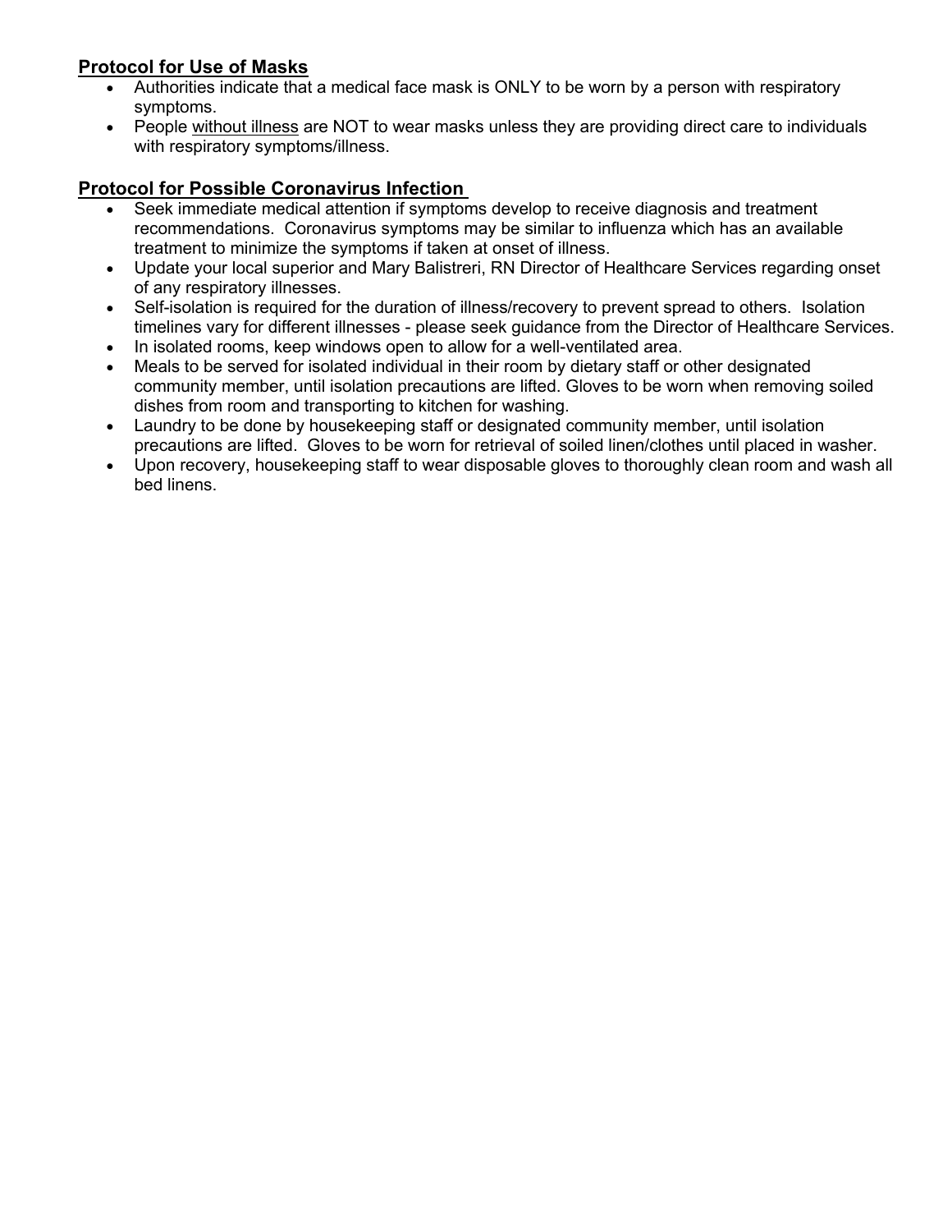## **Protocol for Use of Masks**

- Authorities indicate that a medical face mask is ONLY to be worn by a person with respiratory symptoms.
- People without illness are NOT to wear masks unless they are providing direct care to individuals with respiratory symptoms/illness.

## **Protocol for Possible Coronavirus Infection**

- Seek immediate medical attention if symptoms develop to receive diagnosis and treatment recommendations. Coronavirus symptoms may be similar to influenza which has an available treatment to minimize the symptoms if taken at onset of illness.
- Update your local superior and Mary Balistreri, RN Director of Healthcare Services regarding onset of any respiratory illnesses.
- Self-isolation is required for the duration of illness/recovery to prevent spread to others. Isolation timelines vary for different illnesses - please seek guidance from the Director of Healthcare Services.
- In isolated rooms, keep windows open to allow for a well-ventilated area.
- Meals to be served for isolated individual in their room by dietary staff or other designated community member, until isolation precautions are lifted. Gloves to be worn when removing soiled dishes from room and transporting to kitchen for washing.
- Laundry to be done by housekeeping staff or designated community member, until isolation precautions are lifted. Gloves to be worn for retrieval of soiled linen/clothes until placed in washer.
- Upon recovery, housekeeping staff to wear disposable gloves to thoroughly clean room and wash all bed linens.